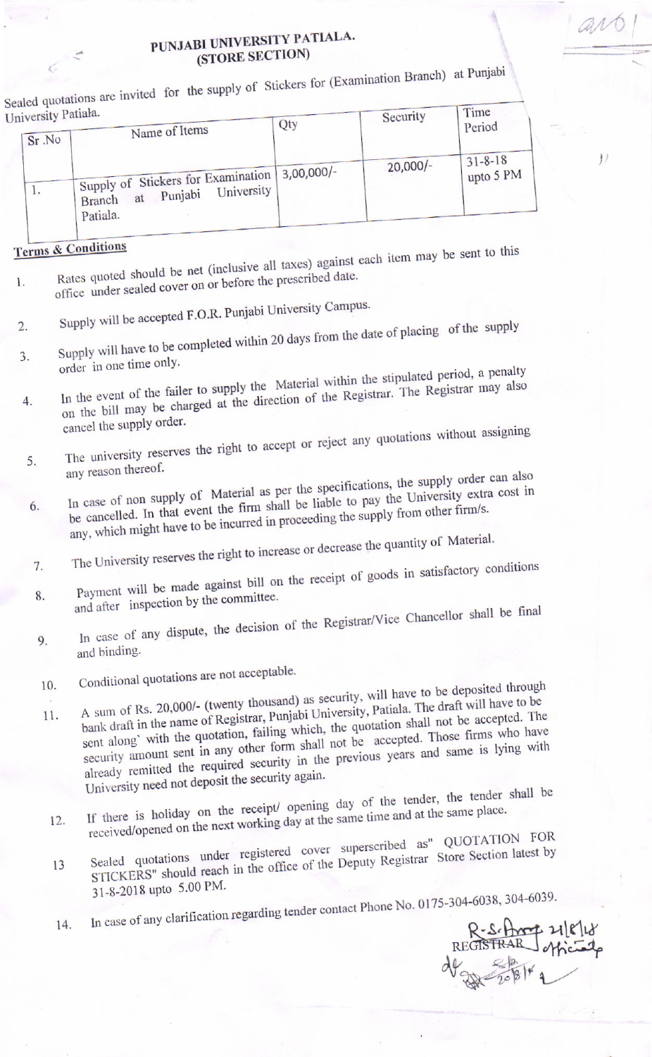# PUNJABI UNIVERSITY PATIALA.
## (STORE SECTION)

Sealed quotations are invited for the supply of Stickers for (Examination Branch) at Punjabi University Patiala.

| Sr .No | Name of Items | Qty | Security | Time Period |
|---|---|---|---|---|
| 1. | Supply of Stickers for Examination Branch at Punjabi University Patiala. | 3,00,000/- | 20,000/- | 31-8-18 upto 5 PM |

**Terms & Conditions**

1. Rates quoted should be net (inclusive all taxes) against each item may be sent to this office under sealed cover on or before the prescribed date.
2. Supply will be accepted F.O.R. Punjabi University Campus.
3. Supply will have to be completed within 20 days from the date of placing of the supply order in one time only.
4. In the event of the failer to supply the Material within the stipulated period, a penalty on the bill may be charged at the direction of the Registrar. The Registrar may also cancel the supply order.
5. The university reserves the right to accept or reject any quotations without assigning any reason thereof.
6. In case of non supply of Material as per the specifications, the supply order can also be cancelled. In that event the firm shall be liable to pay the University extra cost in any, which might have to be incurred in proceeding the supply from other firm/s.
7. The University reserves the right to increase or decrease the quantity of Material.
8. Payment will be made against bill on the receipt of goods in satisfactory conditions and after inspection by the committee.
9. In case of any dispute, the decision of the Registrar/Vice Chancellor shall be final and binding.
10. Conditional quotations are not acceptable.
11. A sum of Rs. 20,000/- (twenty thousand) as security, will have to be deposited through bank draft in the name of Registrar, Punjabi University, Patiala. The draft will have to be sent along` with the quotation, failing which, the quotation shall not be accepted. The security amount sent in any other form shall not be accepted. Those firms who have already remitted the required security in the previous years and same is lying with University need not deposit the security again.
12. If there is holiday on the receipt/ opening day of the tender, the tender shall be received/opened on the next working day at the same time and at the same place.
13. Sealed quotations under registered cover superscribed as" QUOTATION FOR STICKERS" should reach in the office of the Deputy Registrar Store Section latest by 31-8-2018 upto 5.00 PM.
14. In case of any clarification regarding tender contact Phone No. 0175-304-6038, 304-6039.

R.S. Arora 21/8/18
REGISTRAR Officiating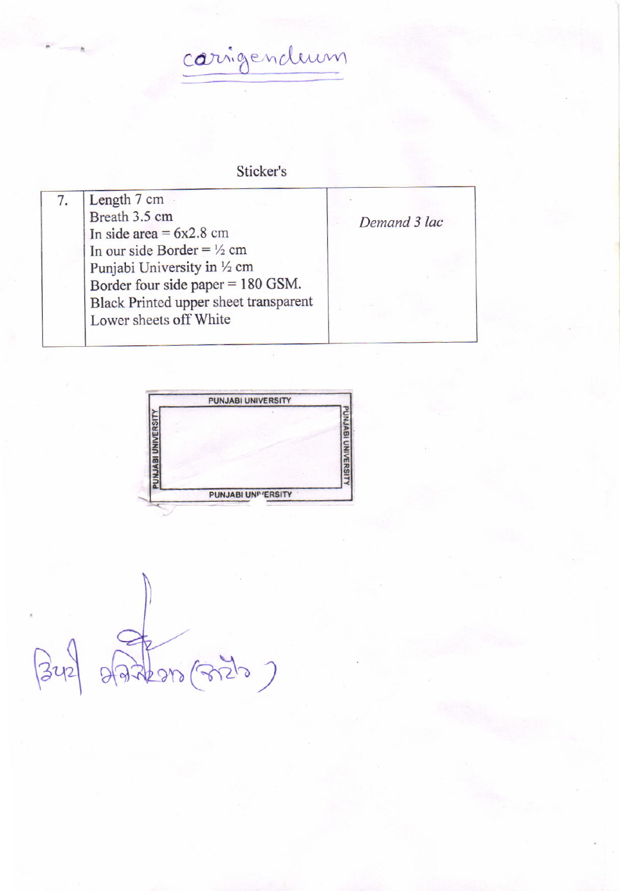# corrigendum

Sticker's

| | | |
|---|---|---|
| 7. | Length 7 cm<br>Breath 3.5 cm<br>In side area = 6x2.8 cm<br>In our side Border = ½ cm<br>Punjabi University in ½ cm<br>Border four side paper = 180 GSM.<br>Black Printed upper sheet transparent<br>Lower sheets off White | *Demand 3 lac* |

PUNJABI UNIVERSITY

PUNJABI UNIVERSITY

PUNJABI UNIVERSITY

PUNJABI UN''ERSITY

ਉਪ ਰਜਿਸਟਰਾਰ (ਸਟੋਰ)